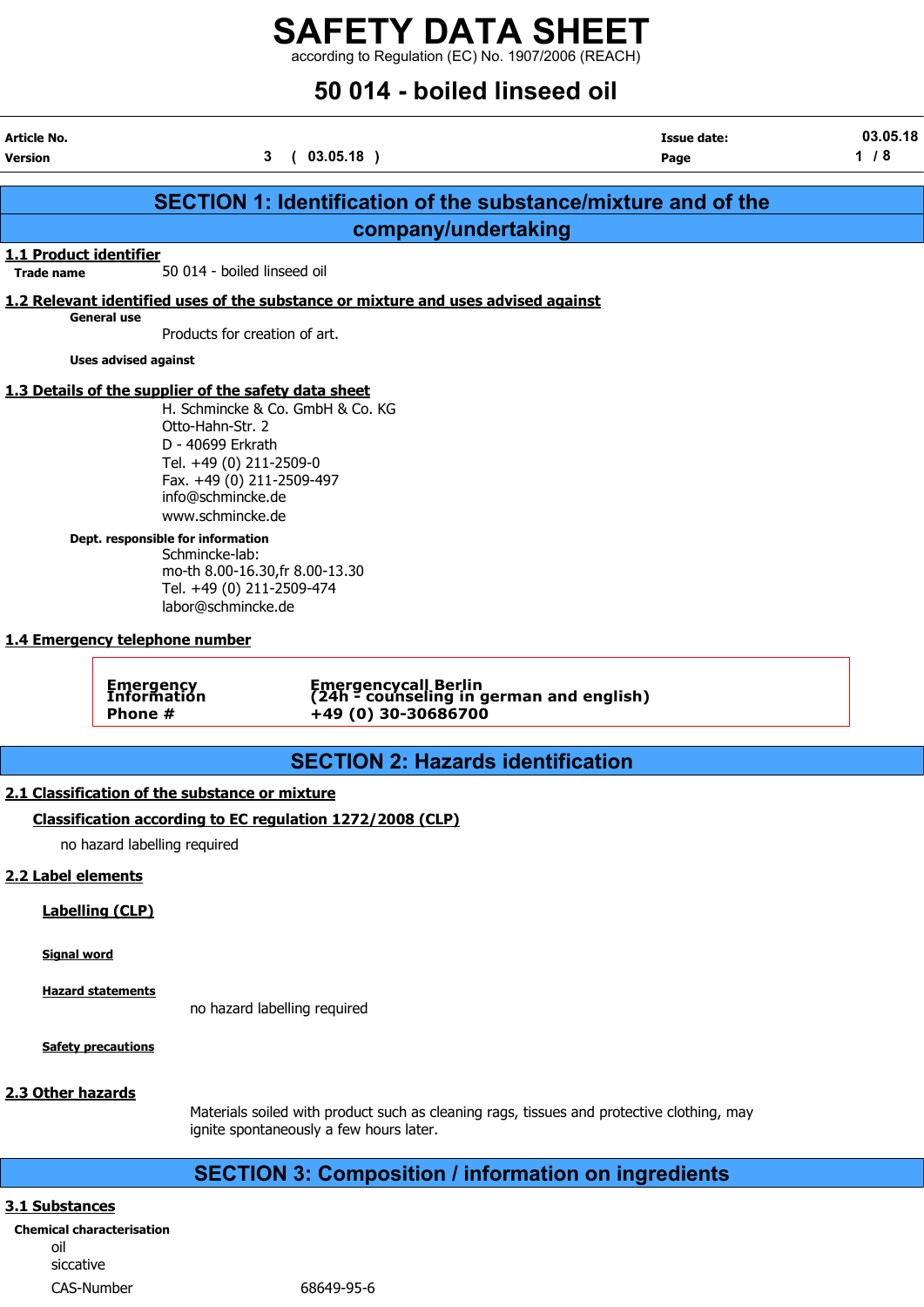# SAFETY DATA SHEET

according to Regulation (EC) No. 1907/2006 (REACH)

# 50 014 - boiled linseed oil

| | | | |
|---|---|---|---|
| **Article No.** | | **Issue date:** | 03.05.18 |
| **Version** | 3 ( 03.05.18 ) | **Page** | 1 / 8 |

## SECTION 1: Identification of the substance/mixture and of the company/undertaking

### 1.1 Product identifier

**Trade name** 50 014 - boiled linseed oil

### 1.2 Relevant identified uses of the substance or mixture and uses advised against

**General use**

Products for creation of art.

**Uses advised against**

### 1.3 Details of the supplier of the safety data sheet

H. Schmincke & Co. GmbH & Co. KG
Otto-Hahn-Str. 2
D - 40699 Erkrath
Tel. +49 (0) 211-2509-0
Fax. +49 (0) 211-2509-497
info@schmincke.de
www.schmincke.de

**Dept. responsible for information**

Schmincke-lab:
mo-th 8.00-16.30,fr 8.00-13.30
Tel. +49 (0) 211-2509-474
labor@schmincke.de

### 1.4 Emergency telephone number

| | |
|---|---|
| **Emergency Information** | **Emergencycall Berlin (24h - counseling in german and english)** |
| **Phone #** | **+49 (0) 30-30686700** |

## SECTION 2: Hazards identification

### 2.1 Classification of the substance or mixture

**Classification according to EC regulation 1272/2008 (CLP)**

no hazard labelling required

### 2.2 Label elements

**Labelling (CLP)**

**Signal word**

**Hazard statements**

no hazard labelling required

**Safety precautions**

### 2.3 Other hazards

Materials soiled with product such as cleaning rags, tissues and protective clothing, may ignite spontaneously a few hours later.

## SECTION 3: Composition / information on ingredients

### 3.1 Substances

**Chemical characterisation**

oil
siccative

CAS-Number 68649-95-6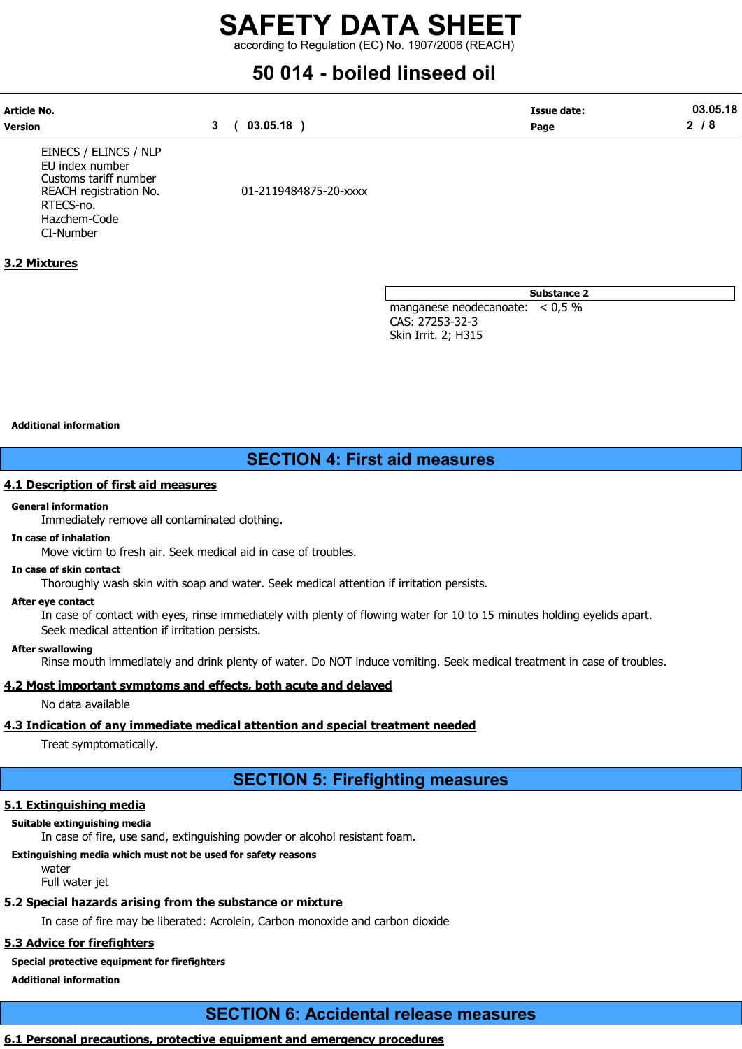| | |
|---|---|
| EINECS / ELINCS / NLP | |
| EU index number | |
| Customs tariff number | |
| REACH registration No. | 01-2119484875-20-xxxx |
| RTECS-no. | |
| Hazchem-Code | |
| CI-Number | |

## 3.2 Mixtures

| Substance 2 |
|---|
| manganese neodecanoate: < 0,5 % |
| CAS: 27253-32-3 |
| Skin Irrit. 2; H315 |

**Additional information**

# SECTION 4: First aid measures

## 4.1 Description of first aid measures

**General information**

Immediately remove all contaminated clothing.

**In case of inhalation**

Move victim to fresh air. Seek medical aid in case of troubles.

**In case of skin contact**

Thoroughly wash skin with soap and water. Seek medical attention if irritation persists.

**After eye contact**

In case of contact with eyes, rinse immediately with plenty of flowing water for 10 to 15 minutes holding eyelids apart.
Seek medical attention if irritation persists.

**After swallowing**

Rinse mouth immediately and drink plenty of water. Do NOT induce vomiting. Seek medical treatment in case of troubles.

## 4.2 Most important symptoms and effects, both acute and delayed

No data available

## 4.3 Indication of any immediate medical attention and special treatment needed

Treat symptomatically.

# SECTION 5: Firefighting measures

## 5.1 Extinguishing media

**Suitable extinguishing media**

In case of fire, use sand, extinguishing powder or alcohol resistant foam.

**Extinguishing media which must not be used for safety reasons**

water
Full water jet

## 5.2 Special hazards arising from the substance or mixture

In case of fire may be liberated: Acrolein, Carbon monoxide and carbon dioxide

## 5.3 Advice for firefighters

**Special protective equipment for firefighters**

**Additional information**

# SECTION 6: Accidental release measures

## 6.1 Personal precautions, protective equipment and emergency procedures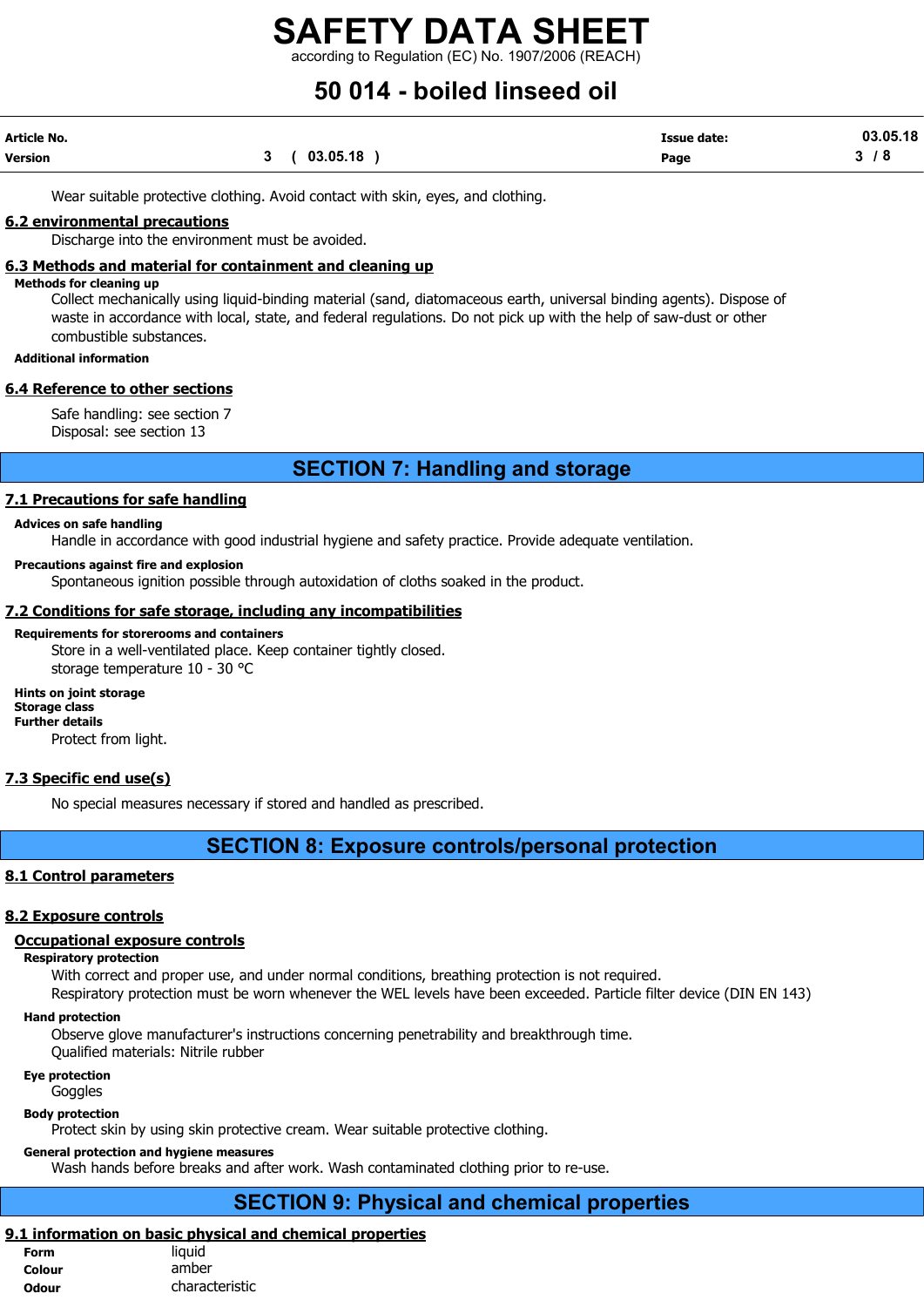Wear suitable protective clothing. Avoid contact with skin, eyes, and clothing.

### 6.2 environmental precautions

Discharge into the environment must be avoided.

### 6.3 Methods and material for containment and cleaning up

**Methods for cleaning up**

Collect mechanically using liquid-binding material (sand, diatomaceous earth, universal binding agents). Dispose of waste in accordance with local, state, and federal regulations. Do not pick up with the help of saw-dust or other combustible substances.

**Additional information**

### 6.4 Reference to other sections

Safe handling: see section 7
Disposal: see section 13

## SECTION 7: Handling and storage

### 7.1 Precautions for safe handling

**Advices on safe handling**

Handle in accordance with good industrial hygiene and safety practice. Provide adequate ventilation.

**Precautions against fire and explosion**

Spontaneous ignition possible through autoxidation of cloths soaked in the product.

### 7.2 Conditions for safe storage, including any incompatibilities

**Requirements for storerooms and containers**

Store in a well-ventilated place. Keep container tightly closed.
storage temperature 10 - 30 °C

**Hints on joint storage**

**Storage class**

**Further details**

Protect from light.

### 7.3 Specific end use(s)

No special measures necessary if stored and handled as prescribed.

## SECTION 8: Exposure controls/personal protection

### 8.1 Control parameters

### 8.2 Exposure controls

#### Occupational exposure controls

**Respiratory protection**

With correct and proper use, and under normal conditions, breathing protection is not required.
Respiratory protection must be worn whenever the WEL levels have been exceeded. Particle filter device (DIN EN 143)

**Hand protection**

Observe glove manufacturer's instructions concerning penetrability and breakthrough time.
Qualified materials: Nitrile rubber

**Eye protection**

Goggles

**Body protection**

Protect skin by using skin protective cream. Wear suitable protective clothing.

**General protection and hygiene measures**

Wash hands before breaks and after work. Wash contaminated clothing prior to re-use.

## SECTION 9: Physical and chemical properties

### 9.1 information on basic physical and chemical properties

| | |
|---|---|
| **Form** | liquid |
| **Colour** | amber |
| **Odour** | characteristic |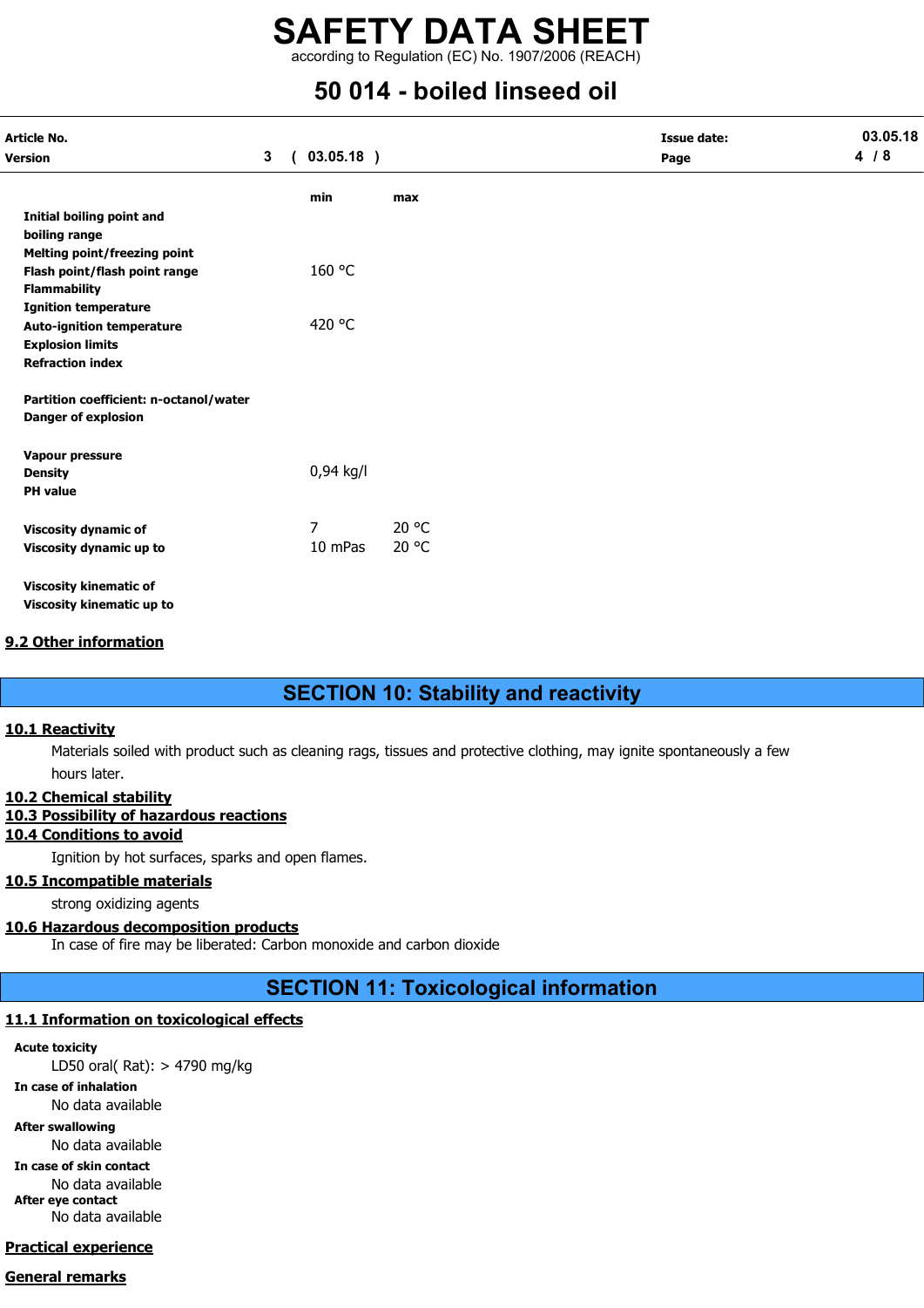| | min | max |
|---|---|---|
| **Initial boiling point and boiling range** | | |
| **Melting point/freezing point** | | |
| **Flash point/flash point range** | 160 °C | |
| **Flammability** | | |
| **Ignition temperature** | | |
| **Auto-ignition temperature** | 420 °C | |
| **Explosion limits** | | |
| **Refraction index** | | |
| **Partition coefficient: n-octanol/water** | | |
| **Danger of explosion** | | |
| **Vapour pressure** | | |
| **Density** | 0,94 kg/l | |
| **PH value** | | |
| **Viscosity dynamic of** | 7 | 20 °C |
| **Viscosity dynamic up to** | 10 mPas | 20 °C |
| **Viscosity kinematic of** | | |
| **Viscosity kinematic up to** | | |

## 9.2 Other information

# SECTION 10: Stability and reactivity

## 10.1 Reactivity

Materials soiled with product such as cleaning rags, tissues and protective clothing, may ignite spontaneously a few hours later.

## 10.2 Chemical stability

## 10.3 Possibility of hazardous reactions

## 10.4 Conditions to avoid

Ignition by hot surfaces, sparks and open flames.

## 10.5 Incompatible materials

strong oxidizing agents

## 10.6 Hazardous decomposition products

In case of fire may be liberated: Carbon monoxide and carbon dioxide

# SECTION 11: Toxicological information

## 11.1 Information on toxicological effects

**Acute toxicity**

LD50 oral( Rat): > 4790 mg/kg

**In case of inhalation**

No data available

**After swallowing**

No data available

**In case of skin contact**

No data available

**After eye contact**

No data available

## Practical experience

## General remarks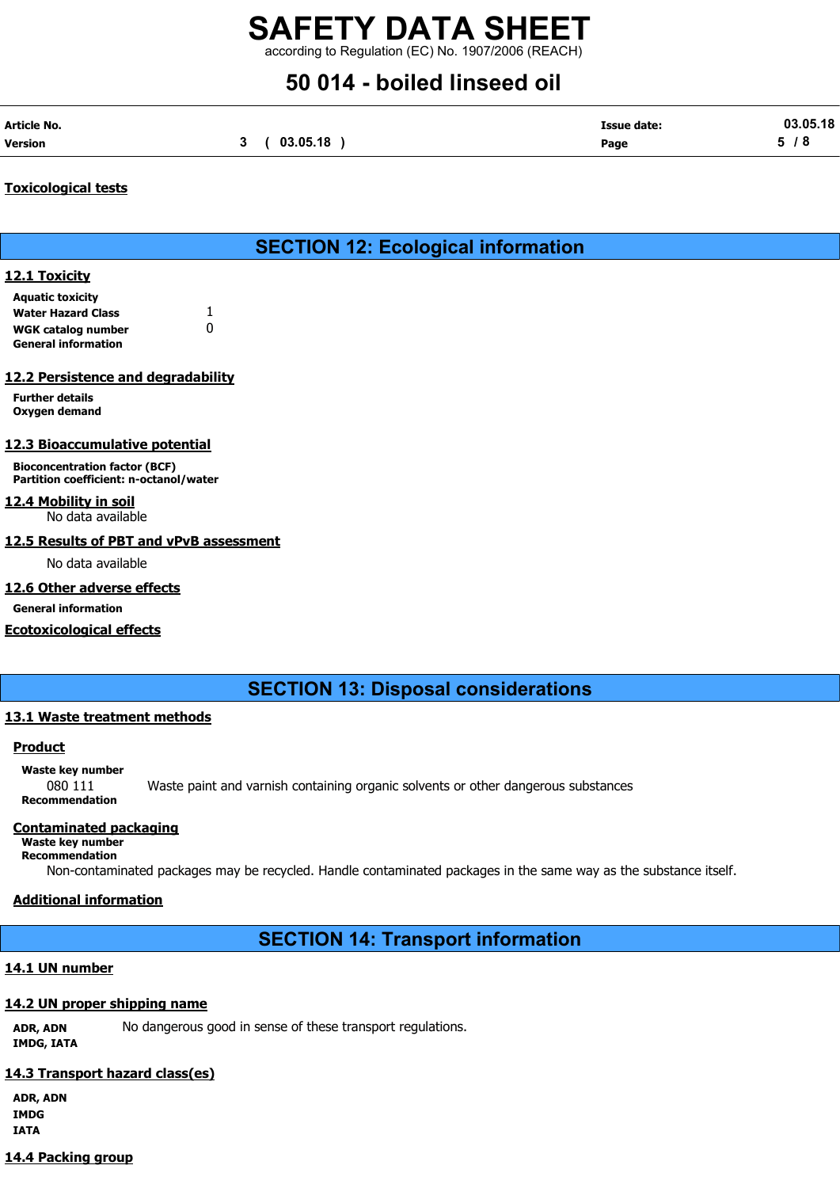**Toxicological tests**

## SECTION 12: Ecological information

### 12.1 Toxicity

**Aquatic toxicity**

| | |
|---|---|
| **Water Hazard Class** | 1 |
| **WGK catalog number** | 0 |

**General information**

### 12.2 Persistence and degradability

**Further details**
**Oxygen demand**

### 12.3 Bioaccumulative potential

**Bioconcentration factor (BCF)**
**Partition coefficient: n-octanol/water**

### 12.4 Mobility in soil

No data available

### 12.5 Results of PBT and vPvB assessment

No data available

### 12.6 Other adverse effects

**General information**

**Ecotoxicological effects**

## SECTION 13: Disposal considerations

### 13.1 Waste treatment methods

**Product**

**Waste key number**

080 111 Waste paint and varnish containing organic solvents or other dangerous substances

**Recommendation**

**Contaminated packaging**

**Waste key number**
**Recommendation**

Non-contaminated packages may be recycled. Handle contaminated packages in the same way as the substance itself.

**Additional information**

## SECTION 14: Transport information

### 14.1 UN number

### 14.2 UN proper shipping name

**ADR, ADN**
**IMDG, IATA**

No dangerous good in sense of these transport regulations.

### 14.3 Transport hazard class(es)

**ADR, ADN**
**IMDG**
**IATA**

### 14.4 Packing group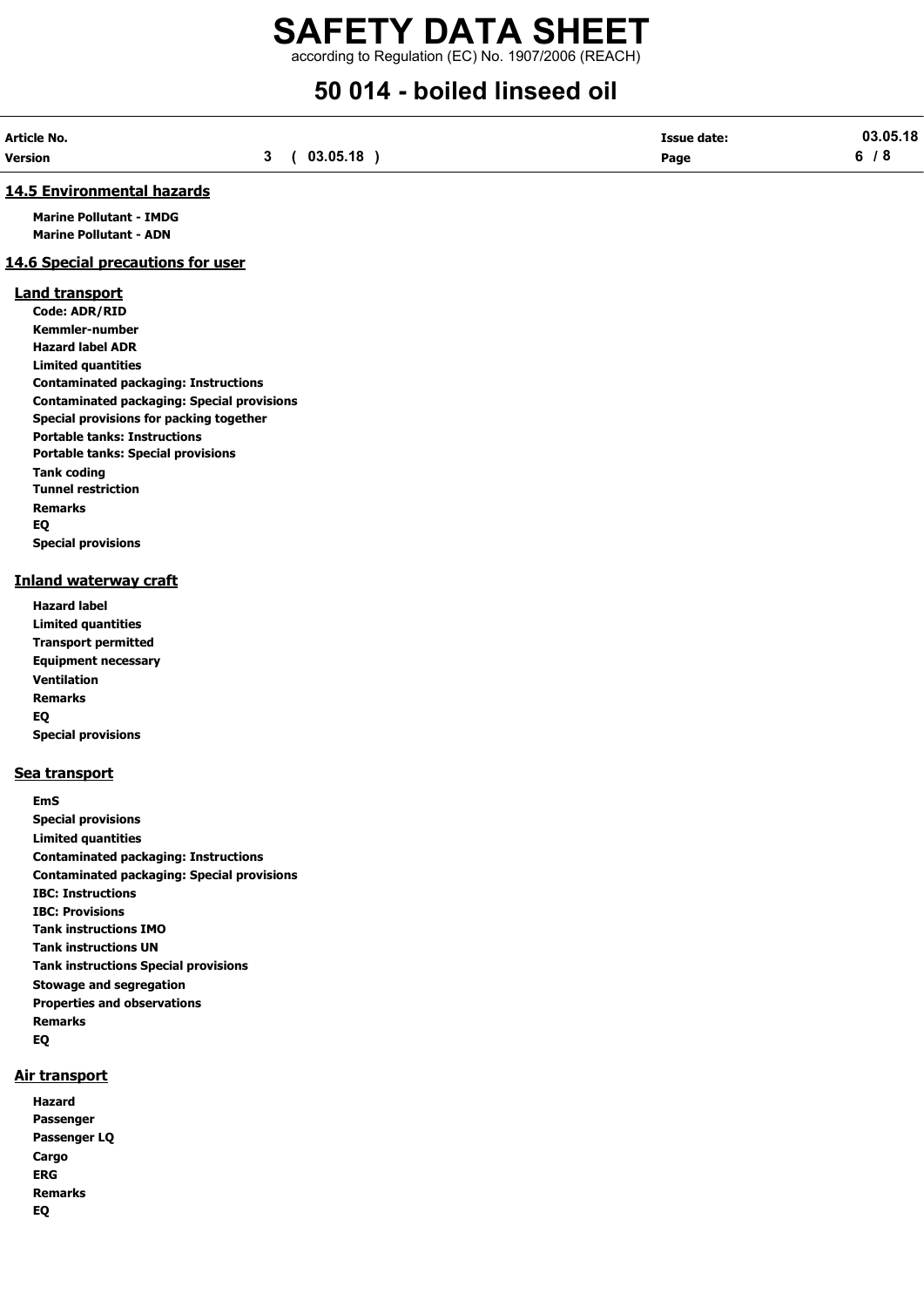## 14.5 Environmental hazards

**Marine Pollutant - IMDG**
**Marine Pollutant - ADN**

## 14.6 Special precautions for user

### Land transport

**Code: ADR/RID**
**Kemmler-number**
**Hazard label ADR**
**Limited quantities**
**Contaminated packaging: Instructions**
**Contaminated packaging: Special provisions**
**Special provisions for packing together**
**Portable tanks: Instructions**
**Portable tanks: Special provisions**
**Tank coding**
**Tunnel restriction**
**Remarks**
**EQ**
**Special provisions**

### Inland waterway craft

**Hazard label**
**Limited quantities**
**Transport permitted**
**Equipment necessary**
**Ventilation**
**Remarks**
**EQ**
**Special provisions**

### Sea transport

**EmS**
**Special provisions**
**Limited quantities**
**Contaminated packaging: Instructions**
**Contaminated packaging: Special provisions**
**IBC: Instructions**
**IBC: Provisions**
**Tank instructions IMO**
**Tank instructions UN**
**Tank instructions Special provisions**
**Stowage and segregation**
**Properties and observations**
**Remarks**
**EQ**

### Air transport

**Hazard**
**Passenger**
**Passenger LQ**
**Cargo**
**ERG**
**Remarks**
**EQ**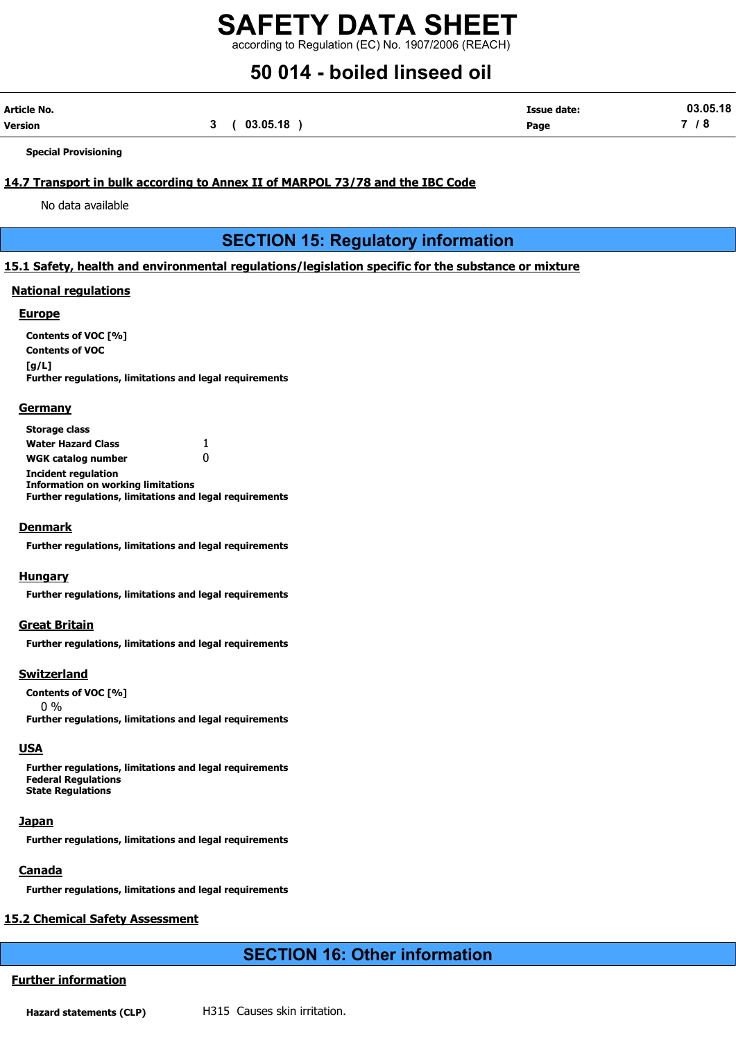**Special Provisioning**

### 14.7 Transport in bulk according to Annex II of MARPOL 73/78 and the IBC Code

No data available

## SECTION 15: Regulatory information

### 15.1 Safety, health and environmental regulations/legislation specific for the substance or mixture

#### National regulations

##### Europe

**Contents of VOC [%]**

**Contents of VOC [g/L]**

**Further regulations, limitations and legal requirements**

##### Germany

**Storage class**

| | |
|---|---|
| **Water Hazard Class** | 1 |
| **WGK catalog number** | 0 |

**Incident regulation**

**Information on working limitations**

**Further regulations, limitations and legal requirements**

##### Denmark

**Further regulations, limitations and legal requirements**

##### Hungary

**Further regulations, limitations and legal requirements**

##### Great Britain

**Further regulations, limitations and legal requirements**

##### Switzerland

**Contents of VOC [%]**

0 %

**Further regulations, limitations and legal requirements**

##### USA

**Further regulations, limitations and legal requirements**

**Federal Regulations**

**State Regulations**

##### Japan

**Further regulations, limitations and legal requirements**

##### Canada

**Further regulations, limitations and legal requirements**

### 15.2 Chemical Safety Assessment

## SECTION 16: Other information

#### Further information

**Hazard statements (CLP)** H315 Causes skin irritation.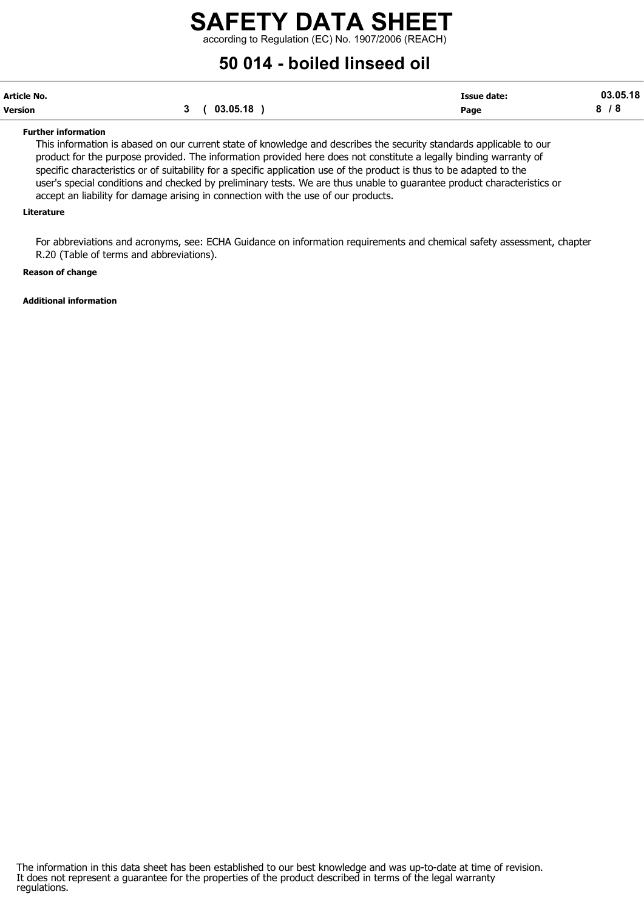**Further information**

This information is abased on our current state of knowledge and describes the security standards applicable to our product for the purpose provided. The information provided here does not constitute a legally binding warranty of specific characteristics or of suitability for a specific application use of the product is thus to be adapted to the user's special conditions and checked by preliminary tests. We are thus unable to guarantee product characteristics or accept an liability for damage arising in connection with the use of our products.

**Literature**

For abbreviations and acronyms, see: ECHA Guidance on information requirements and chemical safety assessment, chapter R.20 (Table of terms and abbreviations).

**Reason of change**

**Additional information**